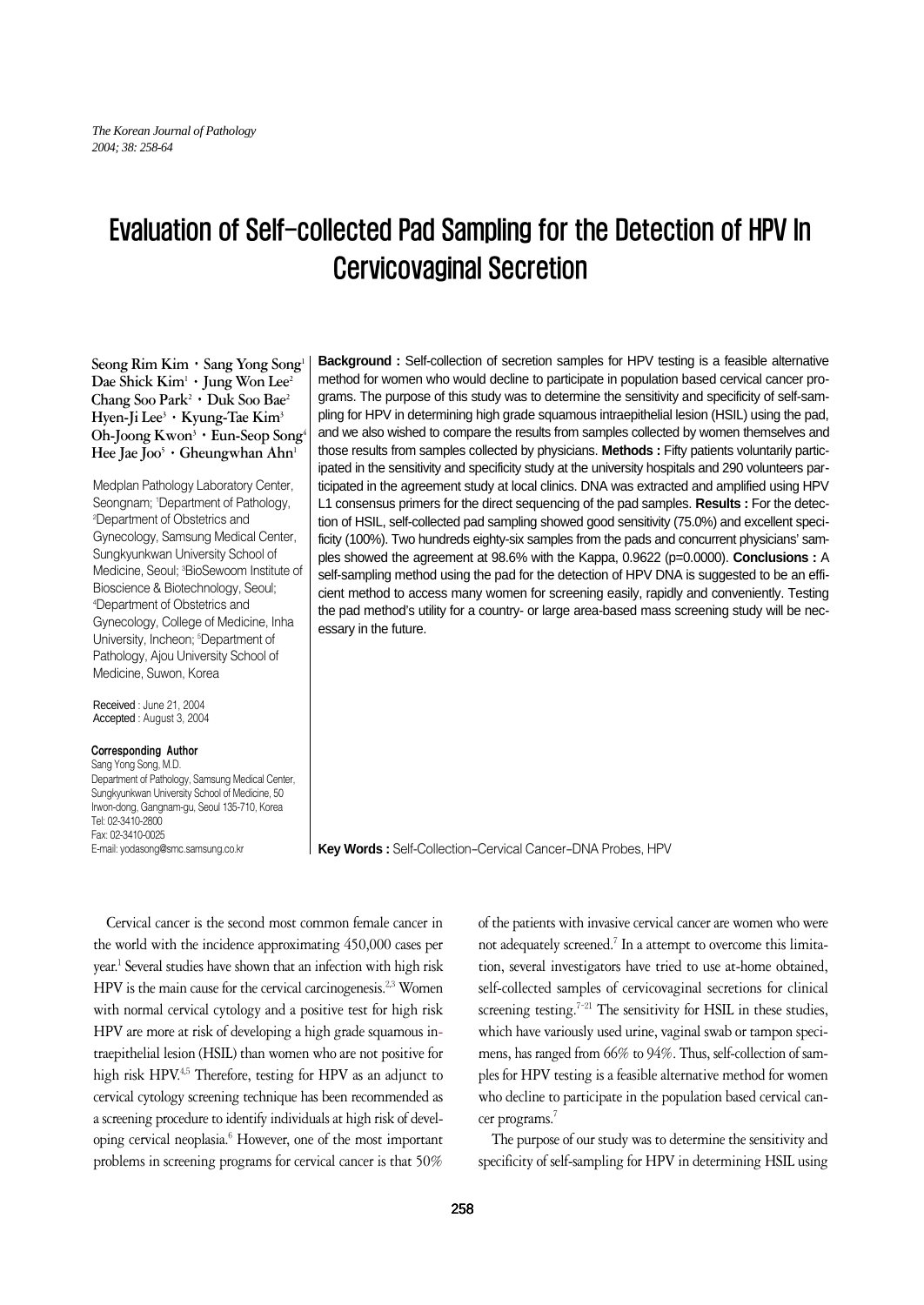# Evaluation of Self-collected Pad Sampling for the Detection of HPV In Cervicovaginal Secretion

Seong Rim Kim · Sang Yong Song[1]
Dae Shick Kim[1] · Jung Won Lee[2]
Chang Soo Park[2] · Duk Soo Bae[2]
Hyen-Ji Lee[3] · Kyung-Tae Kim[3]
Oh-Joong Kwon[3] · Eun-Seop Song[4]
Hee Jae Joo[5] · Gheungwhan Ahn[1]

Medplan Pathology Laboratory Center, Seongnam; [1]Department of Pathology, [2]Department of Obstetrics and Gynecology, Samsung Medical Center, Sungkyunkwan University School of Medicine, Seoul; [3]BioSewoom Institute of Bioscience & Biotechnology, Seoul; [4]Department of Obstetrics and Gynecology, College of Medicine, Inha University, Incheon; [5]Department of Pathology, Ajou University School of Medicine, Suwon, Korea

Received : June 21, 2004
Accepted : August 3, 2004

**Corresponding Author**
Sang Yong Song, M.D.
Department of Pathology, Samsung Medical Center, Sungkyunkwan University School of Medicine, 50 Irwon-dong, Gangnam-gu, Seoul 135-710, Korea
Tel: 02-3410-2800
Fax: 02-3410-0025
E-mail: yodasong@smc.samsung.co.kr

**Background :** Self-collection of secretion samples for HPV testing is a feasible alternative method for women who would decline to participate in population based cervical cancer programs. The purpose of this study was to determine the sensitivity and specificity of self-sampling for HPV in determining high grade squamous intraepithelial lesion (HSIL) using the pad, and we also wished to compare the results from samples collected by women themselves and those results from samples collected by physicians. **Methods :** Fifty patients voluntarily participated in the sensitivity and specificity study at the university hospitals and 290 volunteers participated in the agreement study at local clinics. DNA was extracted and amplified using HPV L1 consensus primers for the direct sequencing of the pad samples. **Results :** For the detection of HSIL, self-collected pad sampling showed good sensitivity (75.0%) and excellent specificity (100%). Two hundreds eighty-six samples from the pads and concurrent physicians' samples showed the agreement at 98.6% with the Kappa, 0.9622 (p=0.0000). **Conclusions :** A self-sampling method using the pad for the detection of HPV DNA is suggested to be an efficient method to access many women for screening easily, rapidly and conveniently. Testing the pad method's utility for a country- or large area-based mass screening study will be necessary in the future.

**Key Words :** Self-Collection–Cervical Cancer–DNA Probes, HPV

Cervical cancer is the second most common female cancer in the world with the incidence approximating 450,000 cases per year.[1] Several studies have shown that an infection with high risk HPV is the main cause for the cervical carcinogenesis.[2,3] Women with normal cervical cytology and a positive test for high risk HPV are more at risk of developing a high grade squamous intraepithelial lesion (HSIL) than women who are not positive for high risk HPV.[4,5] Therefore, testing for HPV as an adjunct to cervical cytology screening technique has been recommended as a screening procedure to identify individuals at high risk of developing cervical neoplasia.[6] However, one of the most important problems in screening programs for cervical cancer is that 50% of the patients with invasive cervical cancer are women who were not adequately screened.[7] In a attempt to overcome this limitation, several investigators have tried to use at-home obtained, self-collected samples of cervicovaginal secretions for clinical screening testing.[7-21] The sensitivity for HSIL in these studies, which have variously used urine, vaginal swab or tampon specimens, has ranged from 66% to 94%. Thus, self-collection of samples for HPV testing is a feasible alternative method for women who decline to participate in the population based cervical cancer programs.[7]

The purpose of our study was to determine the sensitivity and specificity of self-sampling for HPV in determining HSIL using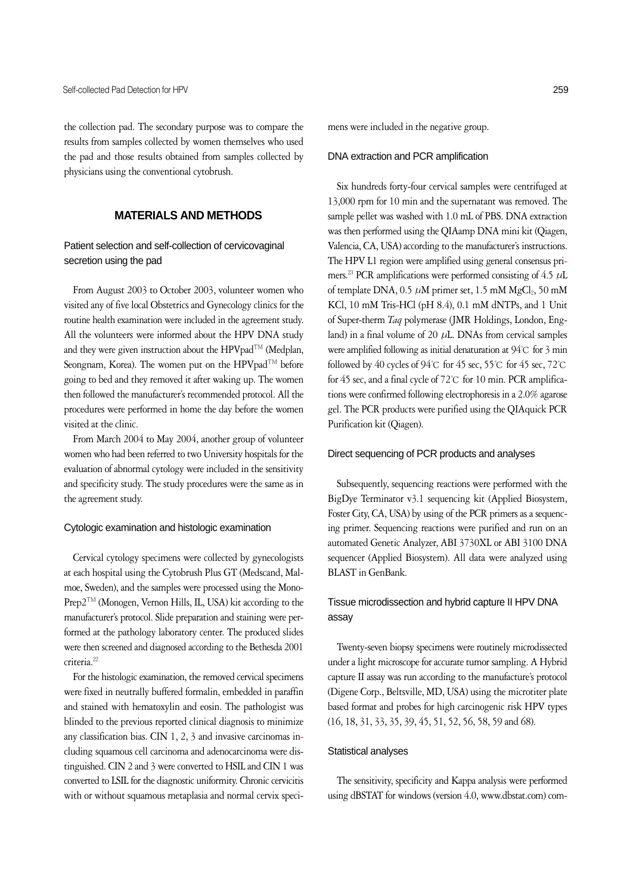the collection pad. The secondary purpose was to compare the results from samples collected by women themselves who used the pad and those results obtained from samples collected by physicians using the conventional cytobrush.

## MATERIALS AND METHODS

### Patient selection and self-collection of cervicovaginal secretion using the pad

From August 2003 to October 2003, volunteer women who visited any of five local Obstetrics and Gynecology clinics for the routine health examination were included in the agreement study. All the volunteers were informed about the HPV DNA study and they were given instruction about the HPVpad™ (Medplan, Seongnam, Korea). The women put on the HPVpad™ before going to bed and they removed it after waking up. The women then followed the manufacturer's recommended protocol. All the procedures were performed in home the day before the women visited at the clinic.

From March 2004 to May 2004, another group of volunteer women who had been referred to two University hospitals for the evaluation of abnormal cytology were included in the sensitivity and specificity study. The study procedures were the same as in the agreement study.

### Cytologic examination and histologic examination

Cervical cytology specimens were collected by gynecologists at each hospital using the Cytobrush Plus GT (Medscand, Malmoe, Sweden), and the samples were processed using the Mono-Prep2™ (Monogen, Vernon Hills, IL, USA) kit according to the manufacturer's protocol. Slide preparation and staining were performed at the pathology laboratory center. The produced slides were then screened and diagnosed according to the Bethesda 2001 criteria.[22]

For the histologic examination, the removed cervical specimens were fixed in neutrally buffered formalin, embedded in paraffin and stained with hematoxylin and eosin. The pathologist was blinded to the previous reported clinical diagnosis to minimize any classification bias. CIN 1, 2, 3 and invasive carcinomas including squamous cell carcinoma and adenocarcinoma were distinguished. CIN 2 and 3 were converted to HSIL and CIN 1 was converted to LSIL for the diagnostic uniformity. Chronic cervicitis with or without squamous metaplasia and normal cervix specimens were included in the negative group.

### DNA extraction and PCR amplification

Six hundreds forty-four cervical samples were centrifuged at 13,000 rpm for 10 min and the supernatant was removed. The sample pellet was washed with 1.0 mL of PBS. DNA extraction was then performed using the QIAamp DNA mini kit (Qiagen, Valencia, CA, USA) according to the manufacturer's instructions. The HPV L1 region were amplified using general consensus primers.[23] PCR amplifications were performed consisting of 4.5 $\mu$L of template DNA, 0.5 $\mu$M primer set, 1.5 mM $MgCl_2$, 50 mM KCl, 10 mM Tris-HCl (pH 8.4), 0.1 mM dNTPs, and 1 Unit of Super-therm *Taq* polymerase (JMR Holdings, London, England) in a final volume of 20 $\mu$L. DNAs from cervical samples were amplified following as initial denaturation at 94℃ for 3 min followed by 40 cycles of 94℃ for 45 sec, 55℃ for 45 sec, 72℃ for 45 sec, and a final cycle of 72℃ for 10 min. PCR amplifications were confirmed following electrophoresis in a 2.0% agarose gel. The PCR products were purified using the QIAquick PCR Purification kit (Qiagen).

### Direct sequencing of PCR products and analyses

Subsequently, sequencing reactions were performed with the BigDye Terminator v3.1 sequencing kit (Applied Biosystem, Foster City, CA, USA) by using of the PCR primers as a sequencing primer. Sequencing reactions were purified and run on an automated Genetic Analyzer, ABI 3730XL or ABI 3100 DNA sequencer (Applied Biosystem). All data were analyzed using BLAST in GenBank.

### Tissue microdissection and hybrid capture II HPV DNA assay

Twenty-seven biopsy specimens were routinely microdissected under a light microscope for accurate tumor sampling. A Hybrid capture II assay was run according to the manufacture's protocol (Digene Corp., Beltsville, MD, USA) using the microtiter plate based format and probes for high carcinogenic risk HPV types (16, 18, 31, 33, 35, 39, 45, 51, 52, 56, 58, 59 and 68).

### Statistical analyses

The sensitivity, specificity and Kappa analysis were performed using dBSTAT for windows (version 4.0, www.dbstat.com) com-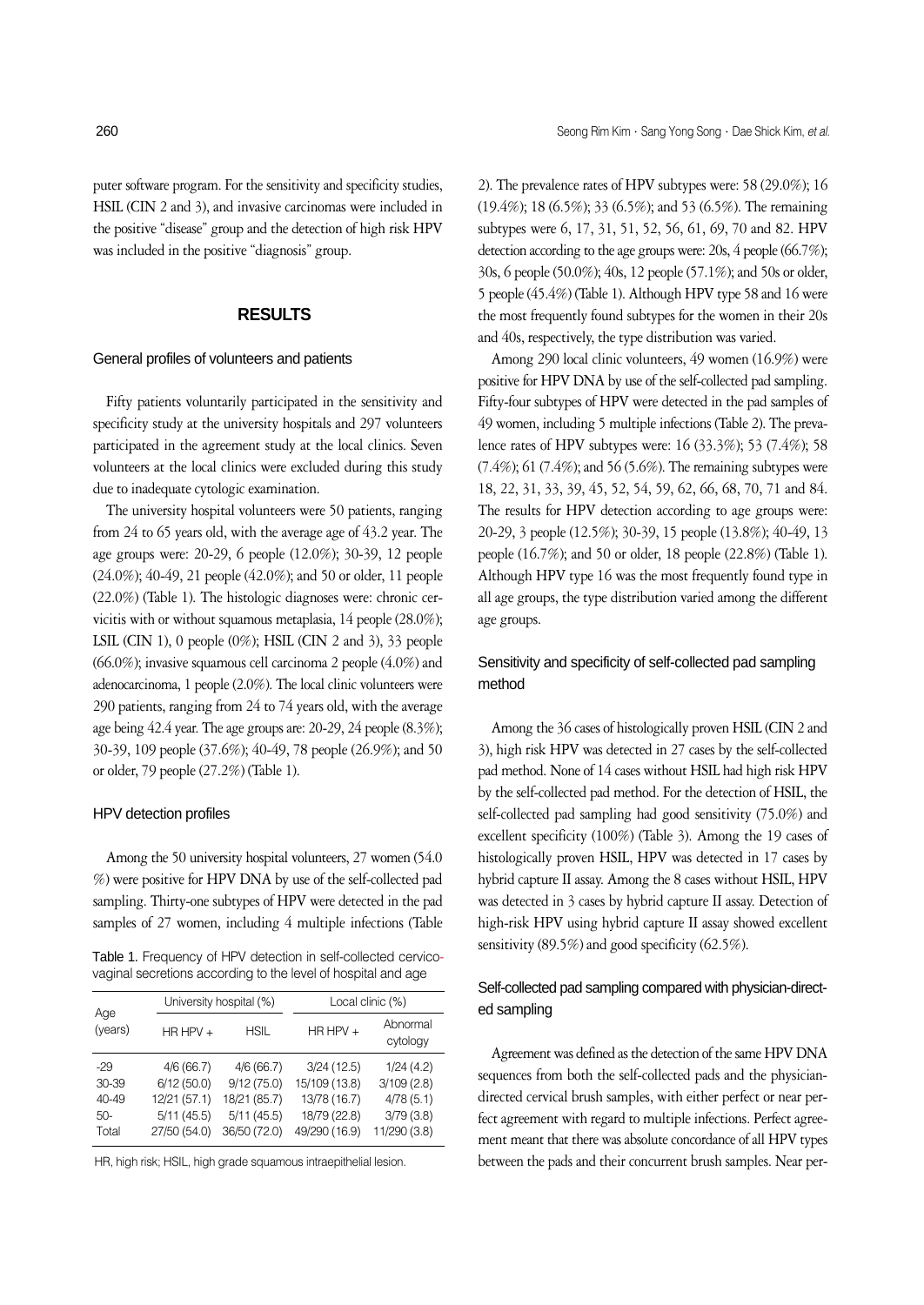puter software program. For the sensitivity and specificity studies, HSIL (CIN 2 and 3), and invasive carcinomas were included in the positive "disease" group and the detection of high risk HPV was included in the positive "diagnosis" group.

## RESULTS

### General profiles of volunteers and patients

Fifty patients voluntarily participated in the sensitivity and specificity study at the university hospitals and 297 volunteers participated in the agreement study at the local clinics. Seven volunteers at the local clinics were excluded during this study due to inadequate cytologic examination.

The university hospital volunteers were 50 patients, ranging from 24 to 65 years old, with the average age of 43.2 year. The age groups were: 20-29, 6 people (12.0%); 30-39, 12 people (24.0%); 40-49, 21 people (42.0%); and 50 or older, 11 people (22.0%) (Table 1). The histologic diagnoses were: chronic cervicitis with or without squamous metaplasia, 14 people (28.0%); LSIL (CIN 1), 0 people (0%); HSIL (CIN 2 and 3), 33 people (66.0%); invasive squamous cell carcinoma 2 people (4.0%) and adenocarcinoma, 1 people (2.0%). The local clinic volunteers were 290 patients, ranging from 24 to 74 years old, with the average age being 42.4 year. The age groups are: 20-29, 24 people (8.3%); 30-39, 109 people (37.6%); 40-49, 78 people (26.9%); and 50 or older, 79 people (27.2%) (Table 1).

### HPV detection profiles

Among the 50 university hospital volunteers, 27 women (54.0 %) were positive for HPV DNA by use of the self-collected pad sampling. Thirty-one subtypes of HPV were detected in the pad samples of 27 women, including 4 multiple infections (Table 2). The prevalence rates of HPV subtypes were: 58 (29.0%); 16 (19.4%); 18 (6.5%); 33 (6.5%); and 53 (6.5%). The remaining subtypes were 6, 17, 31, 51, 52, 56, 61, 69, 70 and 82. HPV detection according to the age groups were: 20s, 4 people (66.7%); 30s, 6 people (50.0%); 40s, 12 people (57.1%); and 50s or older, 5 people (45.4%) (Table 1). Although HPV type 58 and 16 were the most frequently found subtypes for the women in their 20s and 40s, respectively, the type distribution was varied.

Table 1. Frequency of HPV detection in self-collected cervicovaginal secretions according to the level of hospital and age

| Age (years) | University hospital (%) | | Local clinic (%) | |
|---|---|---|---|---|
| | HR HPV + | HSIL | HR HPV + | Abnormal cytology |
| -29 | 4/6 (66.7) | 4/6 (66.7) | 3/24 (12.5) | 1/24 (4.2) |
| 30-39 | 6/12 (50.0) | 9/12 (75.0) | 15/109 (13.8) | 3/109 (2.8) |
| 40-49 | 12/21 (57.1) | 18/21 (85.7) | 13/78 (16.7) | 4/78 (5.1) |
| 50- | 5/11 (45.5) | 5/11 (45.5) | 18/79 (22.8) | 3/79 (3.8) |
| Total | 27/50 (54.0) | 36/50 (72.0) | 49/290 (16.9) | 11/290 (3.8) |

HR, high risk; HSIL, high grade squamous intraepithelial lesion.

Among 290 local clinic volunteers, 49 women (16.9%) were positive for HPV DNA by use of the self-collected pad sampling. Fifty-four subtypes of HPV were detected in the pad samples of 49 women, including 5 multiple infections (Table 2). The prevalence rates of HPV subtypes were: 16 (33.3%); 53 (7.4%); 58 (7.4%); 61 (7.4%); and 56 (5.6%). The remaining subtypes were 18, 22, 31, 33, 39, 45, 52, 54, 59, 62, 66, 68, 70, 71 and 84. The results for HPV detection according to age groups were: 20-29, 3 people (12.5%); 30-39, 15 people (13.8%); 40-49, 13 people (16.7%); and 50 or older, 18 people (22.8%) (Table 1). Although HPV type 16 was the most frequently found type in all age groups, the type distribution varied among the different age groups.

### Sensitivity and specificity of self-collected pad sampling method

Among the 36 cases of histologically proven HSIL (CIN 2 and 3), high risk HPV was detected in 27 cases by the self-collected pad method. None of 14 cases without HSIL had high risk HPV by the self-collected pad method. For the detection of HSIL, the self-collected pad sampling had good sensitivity (75.0%) and excellent specificity (100%) (Table 3). Among the 19 cases of histologically proven HSIL, HPV was detected in 17 cases by hybrid capture II assay. Among the 8 cases without HSIL, HPV was detected in 3 cases by hybrid capture II assay. Detection of high-risk HPV using hybrid capture II assay showed excellent sensitivity (89.5%) and good specificity (62.5%).

### Self-collected pad sampling compared with physician-directed sampling

Agreement was defined as the detection of the same HPV DNA sequences from both the self-collected pads and the physician-directed cervical brush samples, with either perfect or near perfect agreement with regard to multiple infections. Perfect agreement meant that there was absolute concordance of all HPV types between the pads and their concurrent brush samples. Near per-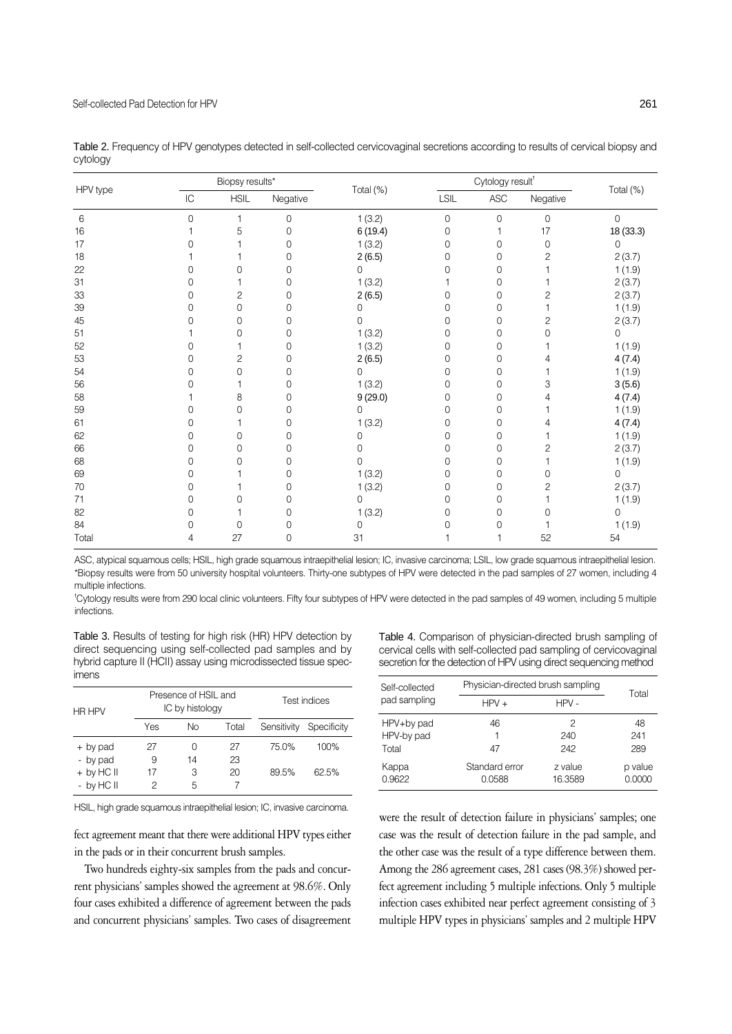Table 2. Frequency of HPV genotypes detected in self-collected cervicovaginal secretions according to results of cervical biopsy and cytology

| HPV type | Biopsy results* | | | Total (%) | Cytology result† | | | Total (%) |
|---|---|---|---|---|---|---|---|---|
| | IC | HSIL | Negative | | LSIL | ASC | Negative | |
| 6 | 0 | 1 | 0 | 1 (3.2) | 0 | 0 | 0 | 0 |
| 16 | 1 | 5 | 0 | 6 (19.4) | 0 | 1 | 17 | 18 (33.3) |
| 17 | 0 | 1 | 0 | 1 (3.2) | 0 | 0 | 0 | 0 |
| 18 | 1 | 1 | 0 | 2 (6.5) | 0 | 0 | 2 | 2 (3.7) |
| 22 | 0 | 0 | 0 | 0 | 0 | 0 | 1 | 1 (1.9) |
| 31 | 0 | 1 | 0 | 1 (3.2) | 1 | 0 | 1 | 2 (3.7) |
| 33 | 0 | 2 | 0 | 2 (6.5) | 0 | 0 | 2 | 2 (3.7) |
| 39 | 0 | 0 | 0 | 0 | 0 | 0 | 1 | 1 (1.9) |
| 45 | 0 | 0 | 0 | 0 | 0 | 0 | 2 | 2 (3.7) |
| 51 | 1 | 0 | 0 | 1 (3.2) | 0 | 0 | 0 | 0 |
| 52 | 0 | 1 | 0 | 1 (3.2) | 0 | 0 | 1 | 1 (1.9) |
| 53 | 0 | 2 | 0 | 2 (6.5) | 0 | 0 | 4 | 4 (7.4) |
| 54 | 0 | 0 | 0 | 0 | 0 | 0 | 1 | 1 (1.9) |
| 56 | 0 | 1 | 0 | 1 (3.2) | 0 | 0 | 3 | 3 (5.6) |
| 58 | 1 | 8 | 0 | 9 (29.0) | 0 | 0 | 4 | 4 (7.4) |
| 59 | 0 | 0 | 0 | 0 | 0 | 0 | 1 | 1 (1.9) |
| 61 | 0 | 1 | 0 | 1 (3.2) | 0 | 0 | 4 | 4 (7.4) |
| 62 | 0 | 0 | 0 | 0 | 0 | 0 | 1 | 1 (1.9) |
| 66 | 0 | 0 | 0 | 0 | 0 | 0 | 2 | 2 (3.7) |
| 68 | 0 | 0 | 0 | 0 | 0 | 0 | 1 | 1 (1.9) |
| 69 | 0 | 1 | 0 | 1 (3.2) | 0 | 0 | 0 | 0 |
| 70 | 0 | 1 | 0 | 1 (3.2) | 0 | 0 | 2 | 2 (3.7) |
| 71 | 0 | 0 | 0 | 0 | 0 | 0 | 1 | 1 (1.9) |
| 82 | 0 | 1 | 0 | 1 (3.2) | 0 | 0 | 0 | 0 |
| 84 | 0 | 0 | 0 | 0 | 0 | 0 | 1 | 1 (1.9) |
| Total | 4 | 27 | 0 | 31 | 1 | 1 | 52 | 54 |

ASC, atypical squamous cells; HSIL, high grade squamous intraepithelial lesion; IC, invasive carcinoma; LSIL, low grade squamous intraepithelial lesion.
*Biopsy results were from 50 university hospital volunteers. Thirty-one subtypes of HPV were detected in the pad samples of 27 women, including 4 multiple infections.
†Cytology results were from 290 local clinic volunteers. Fifty four subtypes of HPV were detected in the pad samples of 49 women, including 5 multiple infections.

Table 3. Results of testing for high risk (HR) HPV detection by direct sequencing using self-collected pad samples and by hybrid capture II (HCII) assay using microdissected tissue specimens

| HR HPV | Presence of HSIL and IC by histology | | | Test indices | |
|---|---|---|---|---|---|
| | Yes | No | Total | Sensitivity | Specificity |
| + by pad | 27 | 0 | 27 | 75.0% | 100% |
| - by pad | 9 | 14 | 23 | | |
| + by HC II | 17 | 3 | 20 | 89.5% | 62.5% |
| - by HC II | 2 | 5 | 7 | | |

HSIL, high grade squamous intraepithelial lesion; IC, invasive carcinoma.

Table 4. Comparison of physician-directed brush sampling of cervical cells with self-collected pad sampling of cervicovaginal secretion for the detection of HPV using direct sequencing method

| Self-collected pad sampling | Physician-directed brush sampling | | Total |
|---|---|---|---|
| | HPV + | HPV - | |
| HPV+by pad | 46 | 2 | 48 |
| HPV-by pad | 1 | 240 | 241 |
| Total | 47 | 242 | 289 |
| Kappa | Standard error | z value | p value |
| 0.9622 | 0.0588 | 16.3589 | 0.0000 |

fect agreement meant that there were additional HPV types either in the pads or in their concurrent brush samples.

Two hundreds eighty-six samples from the pads and concurrent physicians' samples showed the agreement at 98.6%. Only four cases exhibited a difference of agreement between the pads and concurrent physicians' samples. Two cases of disagreement were the result of detection failure in physicians' samples; one case was the result of detection failure in the pad sample, and the other case was the result of a type difference between them. Among the 286 agreement cases, 281 cases (98.3%) showed perfect agreement including 5 multiple infections. Only 5 multiple infection cases exhibited near perfect agreement consisting of 3 multiple HPV types in physicians' samples and 2 multiple HPV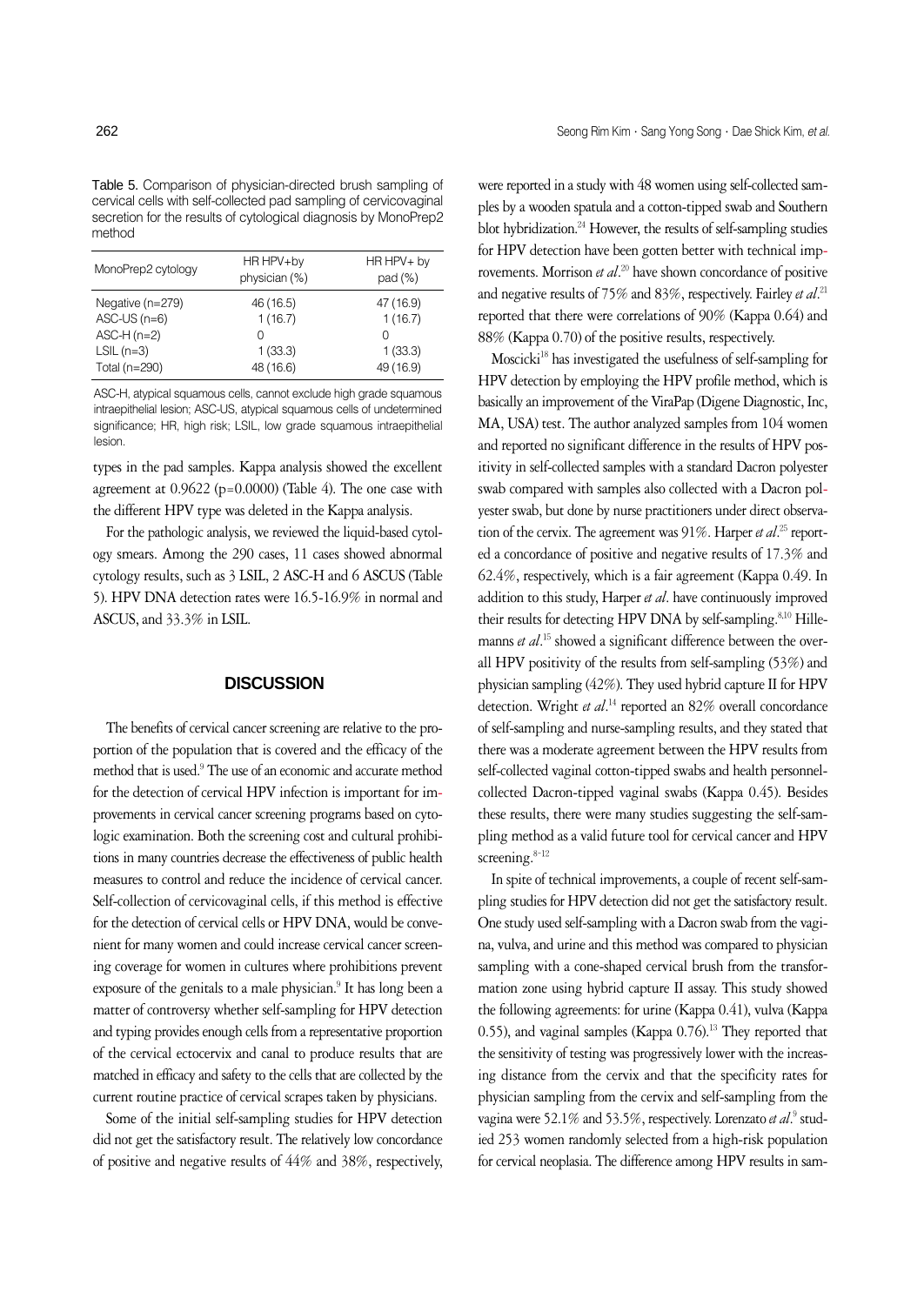Table 5. Comparison of physician-directed brush sampling of cervical cells with self-collected pad sampling of cervicovaginal secretion for the results of cytological diagnosis by MonoPrep2 method

| MonoPrep2 cytology | HR HPV+by physician (%) | HR HPV+ by pad (%) |
|---|---|---|
| Negative (n=279) | 46 (16.5) | 47 (16.9) |
| ASC-US (n=6) | 1 (16.7) | 1 (16.7) |
| ASC-H (n=2) | 0 | 0 |
| LSIL (n=3) | 1 (33.3) | 1 (33.3) |
| Total (n=290) | 48 (16.6) | 49 (16.9) |

ASC-H, atypical squamous cells, cannot exclude high grade squamous intraepithelial lesion; ASC-US, atypical squamous cells of undetermined significance; HR, high risk; LSIL, low grade squamous intraepithelial lesion.

types in the pad samples. Kappa analysis showed the excellent agreement at 0.9622 (p=0.0000) (Table 4). The one case with the different HPV type was deleted in the Kappa analysis.

For the pathologic analysis, we reviewed the liquid-based cytology smears. Among the 290 cases, 11 cases showed abnormal cytology results, such as 3 LSIL, 2 ASC-H and 6 ASCUS (Table 5). HPV DNA detection rates were 16.5-16.9% in normal and ASCUS, and 33.3% in LSIL.

## DISCUSSION

The benefits of cervical cancer screening are relative to the proportion of the population that is covered and the efficacy of the method that is used.[9] The use of an economic and accurate method for the detection of cervical HPV infection is important for improvements in cervical cancer screening programs based on cytologic examination. Both the screening cost and cultural prohibitions in many countries decrease the effectiveness of public health measures to control and reduce the incidence of cervical cancer. Self-collection of cervicovaginal cells, if this method is effective for the detection of cervical cells or HPV DNA, would be convenient for many women and could increase cervical cancer screening coverage for women in cultures where prohibitions prevent exposure of the genitals to a male physician.[9] It has long been a matter of controversy whether self-sampling for HPV detection and typing provides enough cells from a representative proportion of the cervical ectocervix and canal to produce results that are matched in efficacy and safety to the cells that are collected by the current routine practice of cervical scrapes taken by physicians.

Some of the initial self-sampling studies for HPV detection did not get the satisfactory result. The relatively low concordance of positive and negative results of 44% and 38%, respectively, were reported in a study with 48 women using self-collected samples by a wooden spatula and a cotton-tipped swab and Southern blot hybridization.[24] However, the results of self-sampling studies for HPV detection have been gotten better with technical improvements. Morrison *et al*.[20] have shown concordance of positive and negative results of 75% and 83%, respectively. Fairley *et al*.[21] reported that there were correlations of 90% (Kappa 0.64) and 88% (Kappa 0.70) of the positive results, respectively.

Moscicki[18] has investigated the usefulness of self-sampling for HPV detection by employing the HPV profile method, which is basically an improvement of the ViraPap (Digene Diagnostic, Inc, MA, USA) test. The author analyzed samples from 104 women and reported no significant difference in the results of HPV positivity in self-collected samples with a standard Dacron polyester swab compared with samples also collected with a Dacron polyester swab, but done by nurse practitioners under direct observation of the cervix. The agreement was 91%. Harper *et al*.[25] reported a concordance of positive and negative results of 17.3% and 62.4%, respectively, which is a fair agreement (Kappa 0.49. In addition to this study, Harper *et al*. have continuously improved their results for detecting HPV DNA by self-sampling.[8,10] Hillemanns *et al*.[15] showed a significant difference between the overall HPV positivity of the results from self-sampling (53%) and physician sampling (42%). They used hybrid capture II for HPV detection. Wright *et al*.[14] reported an 82% overall concordance of self-sampling and nurse-sampling results, and they stated that there was a moderate agreement between the HPV results from self-collected vaginal cotton-tipped swabs and health personnel-collected Dacron-tipped vaginal swabs (Kappa 0.45). Besides these results, there were many studies suggesting the self-sampling method as a valid future tool for cervical cancer and HPV screening.[8-12]

In spite of technical improvements, a couple of recent self-sampling studies for HPV detection did not get the satisfactory result. One study used self-sampling with a Dacron swab from the vagina, vulva, and urine and this method was compared to physician sampling with a cone-shaped cervical brush from the transformation zone using hybrid capture II assay. This study showed the following agreements: for urine (Kappa 0.41), vulva (Kappa 0.55), and vaginal samples (Kappa 0.76).[13] They reported that the sensitivity of testing was progressively lower with the increasing distance from the cervix and that the specificity rates for physician sampling from the cervix and self-sampling from the vagina were 52.1% and 53.5%, respectively. Lorenzato *et al*.[9] studied 253 women randomly selected from a high-risk population for cervical neoplasia. The difference among HPV results in sam-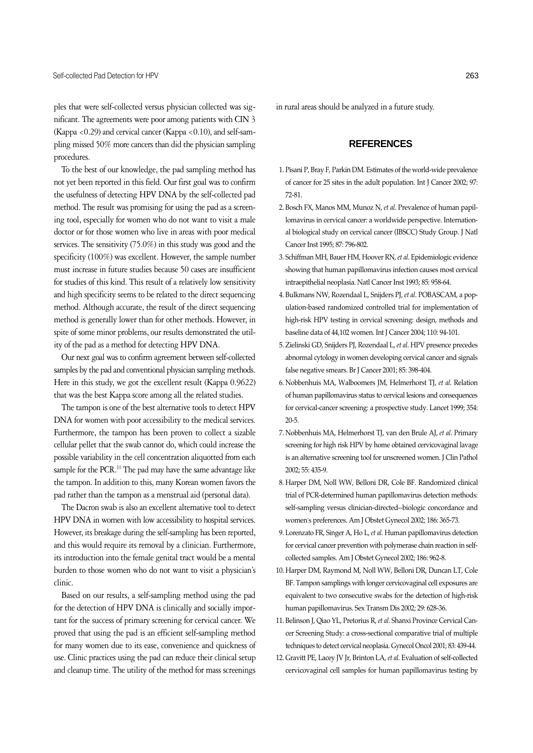ples that were self-collected versus physician collected was significant. The agreements were poor among patients with CIN 3 (Kappa <0.29) and cervical cancer (Kappa <0.10), and self-sampling missed 50% more cancers than did the physician sampling procedures.

To the best of our knowledge, the pad sampling method has not yet been reported in this field. Our first goal was to confirm the usefulness of detecting HPV DNA by the self-collected pad method. The result was promising for using the pad as a screening tool, especially for women who do not want to visit a male doctor or for those women who live in areas with poor medical services. The sensitivity (75.0%) in this study was good and the specificity (100%) was excellent. However, the sample number must increase in future studies because 50 cases are insufficient for studies of this kind. This result of a relatively low sensitivity and high specificity seems to be related to the direct sequencing method. Although accurate, the result of the direct sequencing method is generally lower than for other methods. However, in spite of some minor problems, our results demonstrated the utility of the pad as a method for detecting HPV DNA.

Our next goal was to confirm agreement between self-collected samples by the pad and conventional physician sampling methods. Here in this study, we got the excellent result (Kappa 0.9622) that was the best Kappa score among all the related studies.

The tampon is one of the best alternative tools to detect HPV DNA for women with poor accessibility to the medical services. Furthermore, the tampon has been proven to collect a sizable cellular pellet that the swab cannot do, which could increase the possible variability in the cell concentration aliquotted from each sample for the PCR.[10] The pad may have the same advantage like the tampon. In addition to this, many Korean women favors the pad rather than the tampon as a menstrual aid (personal data).

The Dacron swab is also an excellent alternative tool to detect HPV DNA in women with low accessibility to hospital services. However, its breakage during the self-sampling has been reported, and this would require its removal by a clinician. Furthermore, its introduction into the female genital tract would be a mental burden to those women who do not want to visit a physician's clinic.

Based on our results, a self-sampling method using the pad for the detection of HPV DNA is clinically and socially important for the success of primary screening for cervical cancer. We proved that using the pad is an efficient self-sampling method for many women due to its ease, convenience and quickness of use. Clinic practices using the pad can reduce their clinical setup and cleanup time. The utility of the method for mass screenings in rural areas should be analyzed in a future study.

## REFERENCES

1. Pisani P, Bray F, Parkin DM. Estimates of the world-wide prevalence of cancer for 25 sites in the adult population. Int J Cancer 2002; 97: 72-81.
2. Bosch FX, Manos MM, Munoz N, *et al*. Prevalence of human papillomavirus in cervical cancer: a worldwide perspective. International biological study on cervical cancer (IBSCC) Study Group. J Natl Cancer Inst 1995; 87: 796-802.
3. Schiffman MH, Bauer HM, Hoover RN, *et al*. Epidemiologic evidence showing that human papillomavirus infection causes most cervical intraepithelial neoplasia. Natl Cancer Inst 1993; 85: 958-64.
4. Bulkmans NW, Rozendaal L, Snijders PJ, *et al*. POBASCAM, a population-based randomized controlled trial for implementation of high-risk HPV testing in cervical screening: design, methods and baseline data of 44,102 women. Int J Cancer 2004; 110: 94-101.
5. Zielinski GD, Snijders PJ, Rozendaal L, *et al*. HPV presence precedes abnormal cytology in women developing cervical cancer and signals false negative smears. Br J Cancer 2001; 85: 398-404.
6. Nobbenhuis MA, Walboomers JM, Helmerhorst TJ, *et al*. Relation of human papillomavirus status to cervical lesions and consequences for cervical-cancer screening: a prospective study. Lancet 1999; 354: 20-5.
7. Nobbenhuis MA, Helmerhorst TJ, van den Brule AJ, *et al*. Primary screening for high risk HPV by home obtained cervicovaginal lavage is an alternative screening tool for unscreened women. J Clin Pathol 2002; 55: 435-9.
8. Harper DM, Noll WW, Belloni DR, Cole BF. Randomized clinical trial of PCR-determined human papillomavirus detection methods: self-sampling versus clinician-directed--biologic concordance and women's preferences. Am J Obstet Gynecol 2002; 186: 365-73.
9. Lorenzato FR, Singer A, Ho L, *et al*. Human papillomavirus detection for cervical cancer prevention with polymerase chain reaction in self-collected samples. Am J Obstet Gynecol 2002; 186: 962-8.
10. Harper DM, Raymond M, Noll WW, Belloni DR, Duncan LT, Cole BF. Tampon samplings with longer cervicovaginal cell exposures are equivalent to two consecutive swabs for the detection of high-risk human papillomavirus. Sex Transm Dis 2002; 29: 628-36.
11. Belinson J, Qiao YL, Pretorius R, *et al*. Shanxi Province Cervical Cancer Screening Study: a cross-sectional comparative trial of multiple techniques to detect cervical neoplasia. Gynecol Oncol 2001; 83: 439-44.
12. Gravitt PE, Lacey JV Jr, Brinton LA, *et al*. Evaluation of self-collected cervicovaginal cell samples for human papillomavirus testing by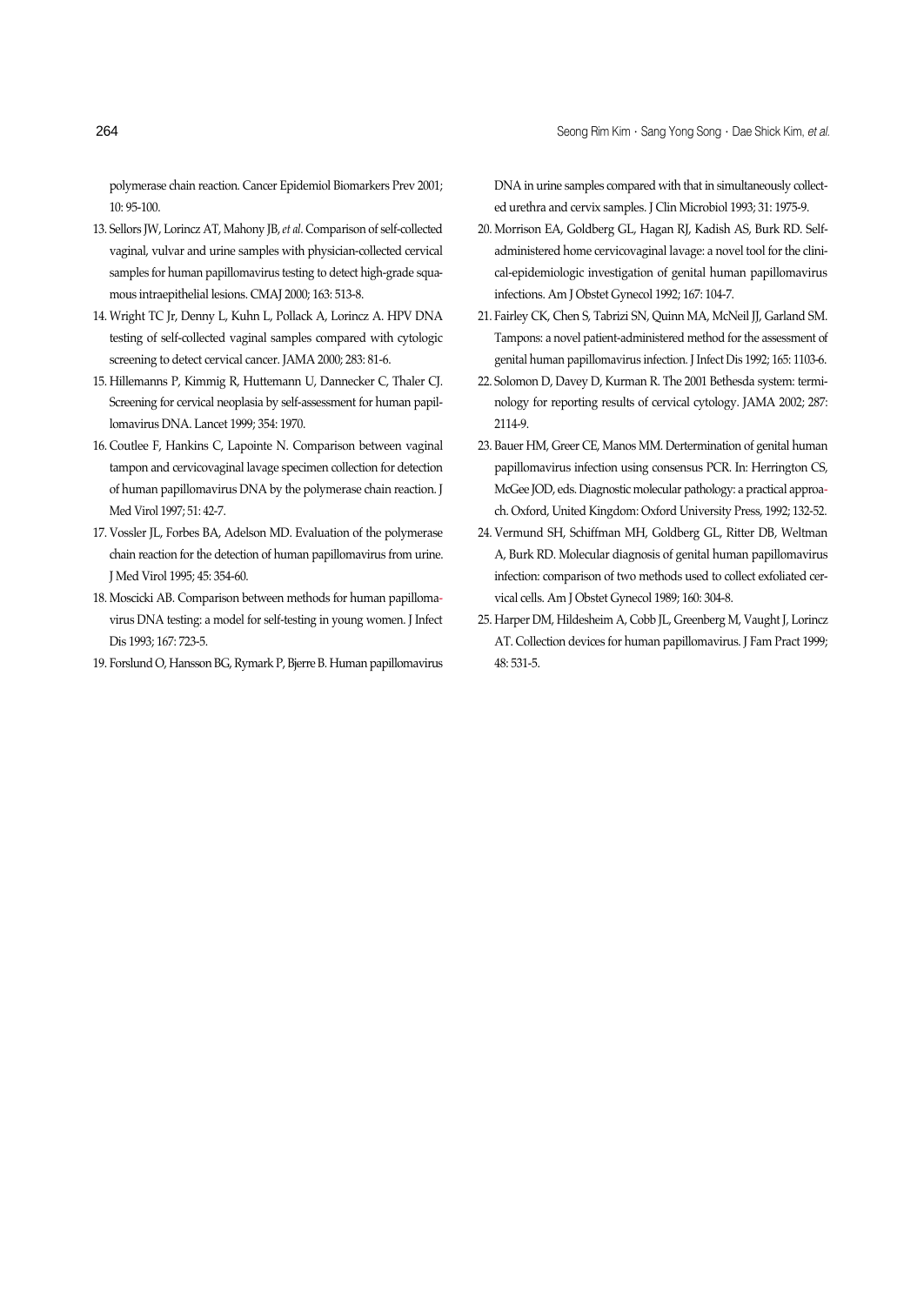polymerase chain reaction. Cancer Epidemiol Biomarkers Prev 2001; 10: 95-100.

13. Sellors JW, Lorincz AT, Mahony JB, *et al*. Comparison of self-collected vaginal, vulvar and urine samples with physician-collected cervical samples for human papillomavirus testing to detect high-grade squamous intraepithelial lesions. CMAJ 2000; 163: 513-8.
14. Wright TC Jr, Denny L, Kuhn L, Pollack A, Lorincz A. HPV DNA testing of self-collected vaginal samples compared with cytologic screening to detect cervical cancer. JAMA 2000; 283: 81-6.
15. Hillemanns P, Kimmig R, Huttemann U, Dannecker C, Thaler CJ. Screening for cervical neoplasia by self-assessment for human papillomavirus DNA. Lancet 1999; 354: 1970.
16. Coutlee F, Hankins C, Lapointe N. Comparison between vaginal tampon and cervicovaginal lavage specimen collection for detection of human papillomavirus DNA by the polymerase chain reaction. J Med Virol 1997; 51: 42-7.
17. Vossler JL, Forbes BA, Adelson MD. Evaluation of the polymerase chain reaction for the detection of human papillomavirus from urine. J Med Virol 1995; 45: 354-60.
18. Moscicki AB. Comparison between methods for human papillomavirus DNA testing: a model for self-testing in young women. J Infect Dis 1993; 167: 723-5.
19. Forslund O, Hansson BG, Rymark P, Bjerre B. Human papillomavirus DNA in urine samples compared with that in simultaneously collected urethra and cervix samples. J Clin Microbiol 1993; 31: 1975-9.
20. Morrison EA, Goldberg GL, Hagan RJ, Kadish AS, Burk RD. Self-administered home cervicovaginal lavage: a novel tool for the clinical-epidemiologic investigation of genital human papillomavirus infections. Am J Obstet Gynecol 1992; 167: 104-7.
21. Fairley CK, Chen S, Tabrizi SN, Quinn MA, McNeil JJ, Garland SM. Tampons: a novel patient-administered method for the assessment of genital human papillomavirus infection. J Infect Dis 1992; 165: 1103-6.
22. Solomon D, Davey D, Kurman R. The 2001 Bethesda system: terminology for reporting results of cervical cytology. JAMA 2002; 287: 2114-9.
23. Bauer HM, Greer CE, Manos MM. Dertermination of genital human papillomavirus infection using consensus PCR. In: Herrington CS, McGee JOD, eds. Diagnostic molecular pathology: a practical approach. Oxford, United Kingdom: Oxford University Press, 1992; 132-52.
24. Vermund SH, Schiffman MH, Goldberg GL, Ritter DB, Weltman A, Burk RD. Molecular diagnosis of genital human papillomavirus infection: comparison of two methods used to collect exfoliated cervical cells. Am J Obstet Gynecol 1989; 160: 304-8.
25. Harper DM, Hildesheim A, Cobb JL, Greenberg M, Vaught J, Lorincz AT. Collection devices for human papillomavirus. J Fam Pract 1999; 48: 531-5.